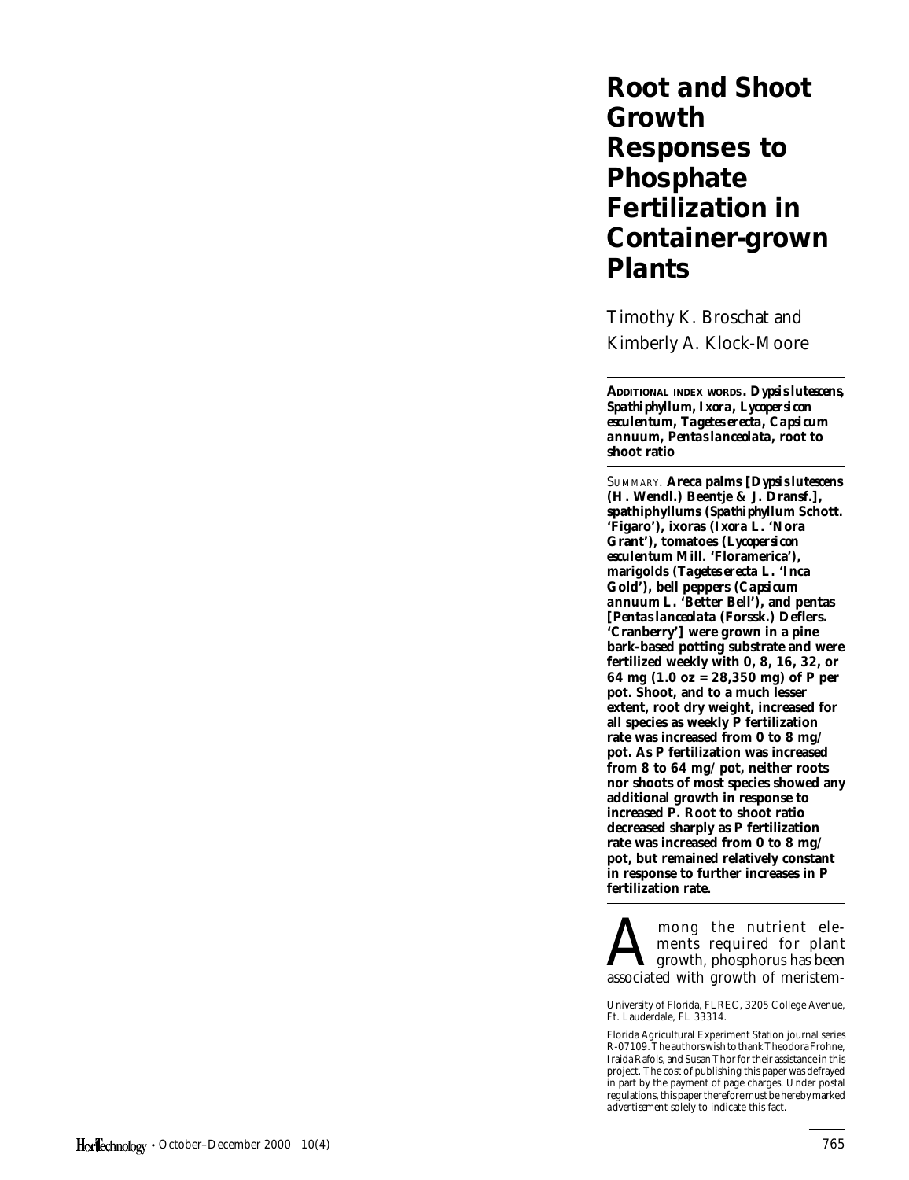# Root and Shoot Growth Responses to Phosphate Fertilization in Container-grown Plants

Timothy K. Broschat and Kimberly A. Klock-Moore

**ADDITIONAL INDEX WORDS.** ***Dypsis lutescens*, *Spathiphyllum*, *Ixora*, *Lycopersicon esculentum*, *Tagetes erecta*, *Capsicum annuum*, *Pentas lanceolata*, root to shoot ratio**

SUMMARY. **Areca palms [*Dypsis lutescens* (H. Wendl.) Beentje & J. Dransf.], spathiphyllums (*Spathiphyllum* Schott. 'Figaro'), ixoras (*Ixora* L. 'Nora Grant'), tomatoes (*Lycopersicon esculentum* Mill. 'Floramerica'), marigolds (*Tagetes erecta* L. 'Inca Gold'), bell peppers (*Capsicum annuum* L. 'Better Bell'), and pentas [*Pentas lanceolata* (Forssk.) Deflers. 'Cranberry'] were grown in a pine bark-based potting substrate and were fertilized weekly with 0, 8, 16, 32, or 64 mg (1.0 oz = 28,350 mg) of P per pot. Shoot, and to a much lesser extent, root dry weight, increased for all species as weekly P fertilization rate was increased from 0 to 8 mg/pot. As P fertilization was increased from 8 to 64 mg/pot, neither roots nor shoots of most species showed any additional growth in response to increased P. Root to shoot ratio decreased sharply as P fertilization rate was increased from 0 to 8 mg/pot, but remained relatively constant in response to further increases in P fertilization rate.**

Among the nutrient elements required for plant growth, phosphorus has been associated with growth of meristem-

University of Florida, FLREC, 3205 College Avenue, Ft. Lauderdale, FL 33314.

Florida Agricultural Experiment Station journal series R-07109. The authors wish to thank Theodora Frohne, Iraida Rafols, and Susan Thor for their assistance in this project. The cost of publishing this paper was defrayed in part by the payment of page charges. Under postal regulations, this paper therefore must be hereby marked *advertisement* solely to indicate this fact.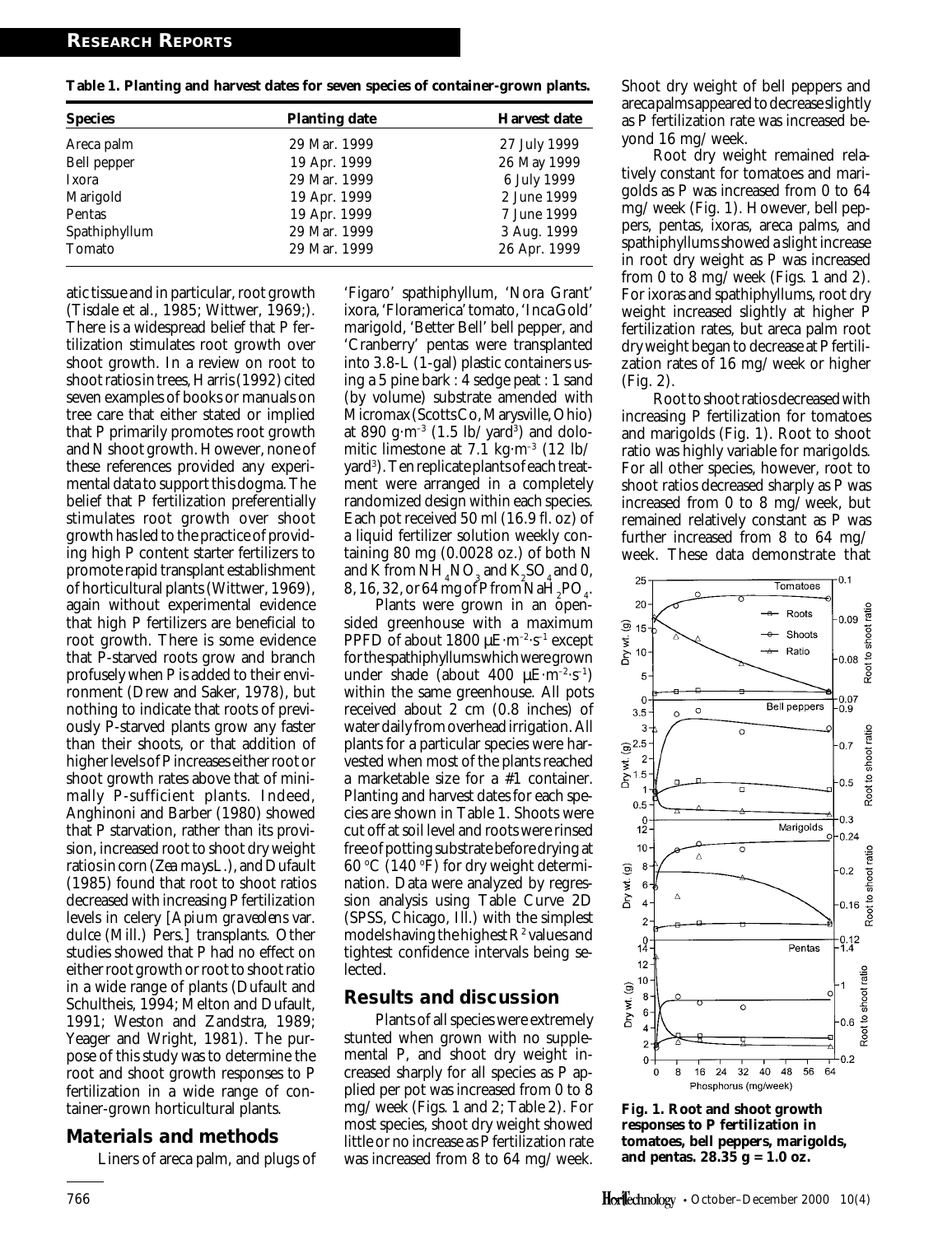**Table 1. Planting and harvest dates for seven species of container-grown plants.**

| Species | Planting date | Harvest date |
|---|---|---|
| Areca palm | 29 Mar. 1999 | 27 July 1999 |
| Bell pepper | 19 Apr. 1999 | 26 May 1999 |
| Ixora | 29 Mar. 1999 | 6 July 1999 |
| Marigold | 19 Apr. 1999 | 2 June 1999 |
| Pentas | 19 Apr. 1999 | 7 June 1999 |
| Spathiphyllum | 29 Mar. 1999 | 3 Aug. 1999 |
| Tomato | 29 Mar. 1999 | 26 Apr. 1999 |

atic tissue and in particular, root growth (Tisdale et al., 1985; Wittwer, 1969;). There is a widespread belief that P fertilization stimulates root growth over shoot growth. In a review on root to shoot ratios in trees, Harris (1992) cited seven examples of books or manuals on tree care that either stated or implied that P primarily promotes root growth and N shoot growth. However, none of these references provided any experimental data to support this dogma. The belief that P fertilization preferentially stimulates root growth over shoot growth has led to the practice of providing high P content starter fertilizers to promote rapid transplant establishment of horticultural plants (Wittwer, 1969), again without experimental evidence that high P fertilizers are beneficial to root growth. There is some evidence that P-starved roots grow and branch profusely when P is added to their environment (Drew and Saker, 1978), but nothing to indicate that roots of previously P-starved plants grow any faster than their shoots, or that addition of higher levels of P increases either root or shoot growth rates above that of minimally P-sufficient plants. Indeed, Anghinoni and Barber (1980) showed that P starvation, rather than its provision, increased root to shoot dry weight ratios in corn (*Zea mays* L.), and Dufault (1985) found that root to shoot ratios decreased with increasing P fertilization levels in celery [*Apium graveolens* var. *dulce* (Mill.) Pers.] transplants. Other studies showed that P had no effect on either root growth or root to shoot ratio in a wide range of plants (Dufault and Schultheis, 1994; Melton and Dufault, 1991; Weston and Zandstra, 1989; Yeager and Wright, 1981). The purpose of this study was to determine the root and shoot growth responses to P fertilization in a wide range of container-grown horticultural plants.

## Materials and methods

Liners of areca palm, and plugs of 'Figaro' spathiphyllum, 'Nora Grant' ixora, 'Floramerica' tomato, 'Inca Gold' marigold, 'Better Bell' bell pepper, and 'Cranberry' pentas were transplanted into 3.8-L (1-gal) plastic containers using a 5 pine bark : 4 sedge peat : 1 sand (by volume) substrate amended with Micromax (Scotts Co, Marysville, Ohio) at 890 $g \cdot m^{-3}$ (1.5 lb/yard$^3$) and dolomitic limestone at 7.1 $kg \cdot m^{-3}$ (12 lb/yard$^3$). Ten replicate plants of each treatment were arranged in a completely randomized design within each species. Each pot received 50 ml (16.9 fl. oz) of a liquid fertilizer solution weekly containing 80 mg (0.0028 oz.) of both N and K from $NH_4NO_3$ and $K_2SO_4$ and 0, 8, 16, 32, or 64 mg of P from $NaH_2PO_4$.

Plants were grown in an open-sided greenhouse with a maximum PPFD of about 1800 $\mu E \cdot m^{-2} \cdot s^{-1}$ except for the spathiphyllums which were grown under shade (about 400 $\mu E \cdot m^{-2} \cdot s^{-1}$) within the same greenhouse. All pots received about 2 cm (0.8 inches) of water daily from overhead irrigation. All plants for a particular species were harvested when most of the plants reached a marketable size for a #1 container. Planting and harvest dates for each species are shown in Table 1. Shoots were cut off at soil level and roots were rinsed free of potting substrate before drying at 60 °C (140 °F) for dry weight determination. Data were analyzed by regression analysis using Table Curve 2D (SPSS, Chicago, Ill.) with the simplest models having the highest $R^2$ values and tightest confidence intervals being selected.

## Results and discussion

Plants of all species were extremely stunted when grown with no supplemental P, and shoot dry weight increased sharply for all species as P applied per pot was increased from 0 to 8 mg/week (Figs. 1 and 2; Table 2). For most species, shoot dry weight showed little or no increase as P fertilization rate was increased from 8 to 64 mg/week. Shoot dry weight of bell peppers and areca palms appeared to decrease slightly as P fertilization rate was increased beyond 16 mg/week.

Root dry weight remained relatively constant for tomatoes and marigolds as P was increased from 0 to 64 mg/week (Fig. 1). However, bell peppers, pentas, ixoras, areca palms, and spathiphyllums showed a slight increase in root dry weight as P was increased from 0 to 8 mg/week (Figs. 1 and 2). For ixoras and spathiphyllums, root dry weight increased slightly at higher P fertilization rates, but areca palm root dry weight began to decrease at P fertilization rates of 16 mg/week or higher (Fig. 2).

Root to shoot ratios decreased with increasing P fertilization for tomatoes and marigolds (Fig. 1). Root to shoot ratio was highly variable for marigolds. For all other species, however, root to shoot ratios decreased sharply as P was increased from 0 to 8 mg/week, but remained relatively constant as P was further increased from 8 to 64 mg/week. These data demonstrate that

**Fig. 1. Root and shoot growth responses to P fertilization in tomatoes, bell peppers, marigolds, and pentas. 28.35 g = 1.0 oz.**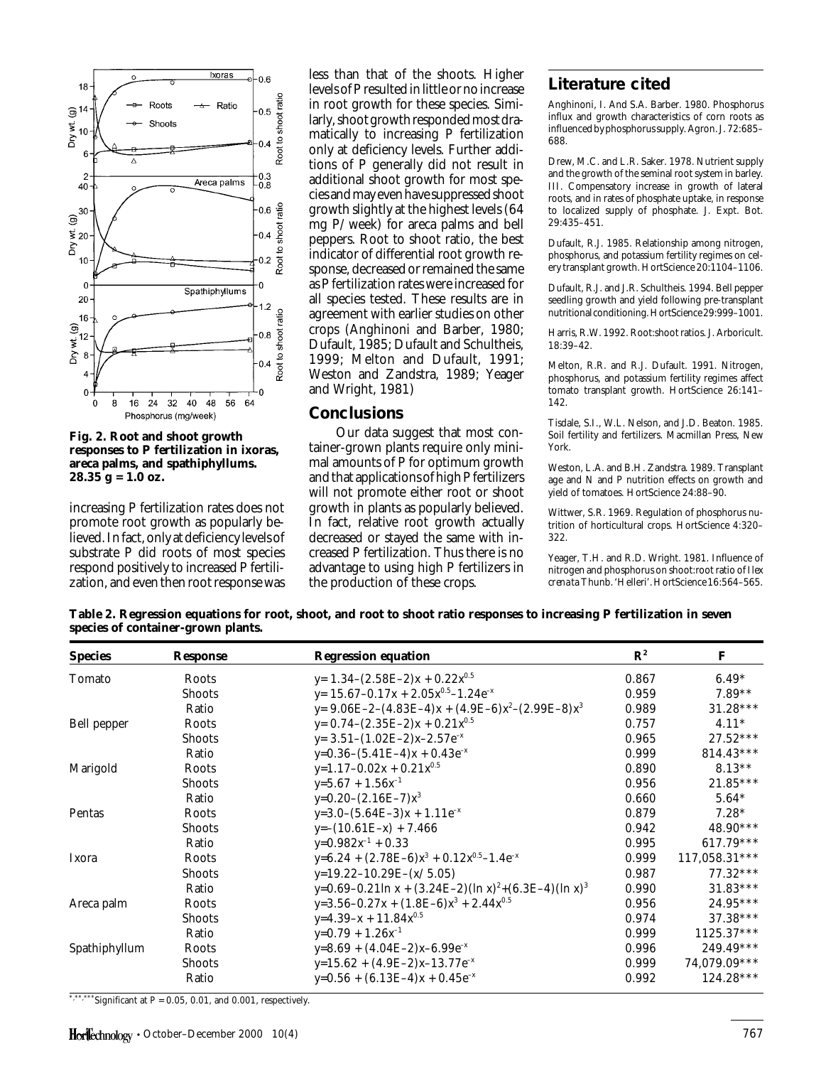Ixoras

Roots

Ratio

Shoots

Dry wt. (g)

Root to shoot ratio

18

14

10

6

2

0.6

0.5

0.4

0.3

Areca palms

40

30

20

10

0

0.8

0.6

0.4

0.2

0

Spathiphyllums

20

16

12

8

4

0

1.2

0.8

0.4

0

0 8 16 24 32 40 48 56 64

Phosphorus (mg/week)

**Fig. 2. Root and shoot growth responses to P fertilization in ixoras, areca palms, and spathiphyllums. 28.35 g = 1.0 oz.**

increasing P fertilization rates does not promote root growth as popularly believed. In fact, only at deficiency levels of substrate P did roots of most species respond positively to increased P fertilization, and even then root response was less than that of the shoots. Higher levels of P resulted in little or no increase in root growth for these species. Similarly, shoot growth responded most dramatically to increasing P fertilization only at deficiency levels. Further additions of P generally did not result in additional shoot growth for most species and may even have suppressed shoot growth slightly at the highest levels (64 mg P/week) for areca palms and bell peppers. Root to shoot ratio, the best indicator of differential root growth response, decreased or remained the same as P fertilization rates were increased for all species tested. These results are in agreement with earlier studies on other crops (Anghinoni and Barber, 1980; Dufault, 1985; Dufault and Schultheis, 1999; Melton and Dufault, 1991; Weston and Zandstra, 1989; Yeager and Wright, 1981)

## Conclusions

Our data suggest that most container-grown plants require only minimal amounts of P for optimum growth and that applications of high P fertilizers will not promote either root or shoot growth in plants as popularly believed. In fact, relative root growth actually decreased or stayed the same with increased P fertilization. Thus there is no advantage to using high P fertilizers in the production of these crops.

## Literature cited

Anghinoni, I. And S.A. Barber. 1980. Phosphorus influx and growth characteristics of corn roots as influenced by phosphorus supply. Agron. J. 72:685–688.

Drew, M.C. and L.R. Saker. 1978. Nutrient supply and the growth of the seminal root system in barley. III. Compensatory increase in growth of lateral roots, and in rates of phosphate uptake, in response to localized supply of phosphate. J. Expt. Bot. 29:435–451.

Dufault, R.J. 1985. Relationship among nitrogen, phosphorus, and potassium fertility regimes on celery transplant growth. HortScience 20:1104–1106.

Dufault, R.J. and J.R. Schultheis. 1994. Bell pepper seedling growth and yield following pre-transplant nutritional conditioning. HortScience 29:999–1001.

Harris, R.W. 1992. Root:shoot ratios. J. Arboricult. 18:39–42.

Melton, R.R. and R.J. Dufault. 1991. Nitrogen, phosphorus, and potassium fertility regimes affect tomato transplant growth. HortScience 26:141–142.

Tisdale, S.I., W.L. Nelson, and J.D. Beaton. 1985. Soil fertility and fertilizers. Macmillan Press, New York.

Weston, L.A. and B.H. Zandstra. 1989. Transplant age and N and P nutrition effects on growth and yield of tomatoes. HortScience 24:88–90.

Wittwer, S.R. 1969. Regulation of phosphorus nutrition of horticultural crops. HortScience 4:320–322.

Yeager, T.H. and R.D. Wright. 1981. Influence of nitrogen and phosphorus on shoot:root ratio of *Ilex crenata* Thunb. 'Helleri'. HortScience 16:564–565.

**Table 2. Regression equations for root, shoot, and root to shoot ratio responses to increasing P fertilization in seven species of container-grown plants.**

| Species | Response | Regression equation | $R^2$ | F |
|---|---|---|---|---|
| Tomato | Roots | $y = 1.34 - (2.58E-2)x + 0.22x^{0.5}$ | 0.867 | 6.49* |
| | Shoots | $y = 15.67 - 0.17x + 2.05x^{0.5} - 1.24e^{-x}$ | 0.959 | 7.89** |
| | Ratio | $y = 9.06E-2 - (4.83E-4)x + (4.9E-6)x^2 - (2.99E-8)x^3$ | 0.989 | 31.28*** |
| Bell pepper | Roots | $y = 0.74 - (2.35E-2)x + 0.21x^{0.5}$ | 0.757 | 4.11* |
| | Shoots | $y = 3.51 - (1.02E-2)x - 2.57e^{-x}$ | 0.965 | 27.52*** |
| | Ratio | $y = 0.36 - (5.41E-4)x + 0.43e^{-x}$ | 0.999 | 814.43*** |
| Marigold | Roots | $y = 1.17 - 0.02x + 0.21x^{0.5}$ | 0.890 | 8.13** |
| | Shoots | $y = 5.67 + 1.56x^{-1}$ | 0.956 | 21.85*** |
| | Ratio | $y = 0.20 - (2.16E-7)x^3$ | 0.660 | 5.64* |
| Pentas | Roots | $y = 3.0 - (5.64E-3)x + 1.11e^{-x}$ | 0.879 | 7.28* |
| | Shoots | $y = -(10.61E-x) + 7.466$ | 0.942 | 48.90*** |
| | Ratio | $y = 0.982x^{-1} + 0.33$ | 0.995 | 617.79*** |
| Ixora | Roots | $y = 6.24 + (2.78E-6)x^3 + 0.12x^{0.5} - 1.4e^{-x}$ | 0.999 | 117,058.31*** |
| | Shoots | $y = 19.22 - 10.29E - (x/5.05)$ | 0.987 | 77.32*** |
| | Ratio | $y = 0.69 - 0.21\ln x + (3.24E-2)(\ln x)^2 + (6.3E-4)(\ln x)^3$ | 0.990 | 31.83*** |
| Areca palm | Roots | $y = 3.56 - 0.27x + (1.8E-6)x^3 + 2.44x^{0.5}$ | 0.956 | 24.95*** |
| | Shoots | $y = 4.39 - x + 11.84x^{0.5}$ | 0.974 | 37.38*** |
| | Ratio | $y = 0.79 + 1.26x^{-1}$ | 0.999 | 1125.37*** |
| Spathiphyllum | Roots | $y = 8.69 + (4.04E-2)x - 6.99e^{-x}$ | 0.996 | 249.49*** |
| | Shoots | $y = 15.62 + (4.9E-2)x - 13.77e^{-x}$ | 0.999 | 74,079.09*** |
| | Ratio | $y = 0.56 + (6.13E-4)x + 0.45e^{-x}$ | 0.992 | 124.28*** |

*,**,*** Significant at $P = 0.05$, 0.01, and 0.001, respectively.